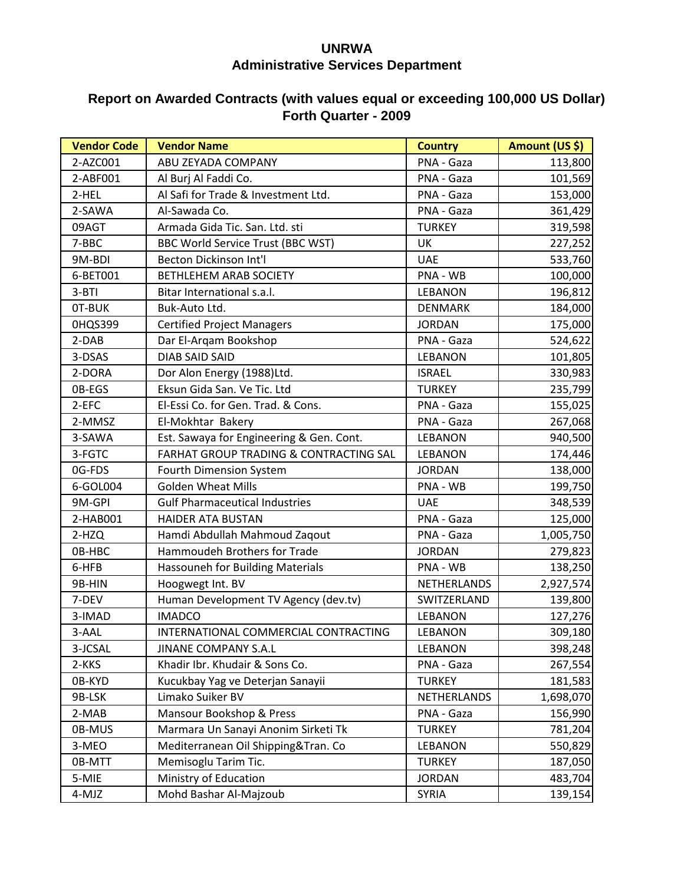# UNRWA

## Administrative Services Department

## Report on Awarded Contracts (with values equal or exceeding 100,000 US Dollar)
## Forth Quarter - 2009

| Vendor Code | Vendor Name | Country | Amount (US $) |
|---|---|---|---|
| 2-AZC001 | ABU ZEYADA COMPANY | PNA - Gaza | 113,800 |
| 2-ABF001 | Al Burj Al Faddi Co. | PNA - Gaza | 101,569 |
| 2-HEL | Al Safi for Trade & Investment Ltd. | PNA - Gaza | 153,000 |
| 2-SAWA | Al-Sawada Co. | PNA - Gaza | 361,429 |
| 09AGT | Armada Gida Tic. San. Ltd. sti | TURKEY | 319,598 |
| 7-BBC | BBC World Service Trust (BBC WST) | UK | 227,252 |
| 9M-BDI | Becton Dickinson Int'l | UAE | 533,760 |
| 6-BET001 | BETHLEHEM ARAB SOCIETY | PNA - WB | 100,000 |
| 3-BTI | Bitar International s.a.l. | LEBANON | 196,812 |
| 0T-BUK | Buk-Auto Ltd. | DENMARK | 184,000 |
| 0HQS399 | Certified Project Managers | JORDAN | 175,000 |
| 2-DAB | Dar El-Arqam Bookshop | PNA - Gaza | 524,622 |
| 3-DSAS | DIAB SAID SAID | LEBANON | 101,805 |
| 2-DORA | Dor Alon Energy (1988)Ltd. | ISRAEL | 330,983 |
| 0B-EGS | Eksun Gida San. Ve Tic. Ltd | TURKEY | 235,799 |
| 2-EFC | El-Essi Co. for Gen. Trad. & Cons. | PNA - Gaza | 155,025 |
| 2-MMSZ | El-Mokhtar Bakery | PNA - Gaza | 267,068 |
| 3-SAWA | Est. Sawaya for Engineering & Gen. Cont. | LEBANON | 940,500 |
| 3-FGTC | FARHAT GROUP TRADING & CONTRACTING SAL | LEBANON | 174,446 |
| 0G-FDS | Fourth Dimension System | JORDAN | 138,000 |
| 6-GOL004 | Golden Wheat Mills | PNA - WB | 199,750 |
| 9M-GPI | Gulf Pharmaceutical Industries | UAE | 348,539 |
| 2-HAB001 | HAIDER ATA BUSTAN | PNA - Gaza | 125,000 |
| 2-HZQ | Hamdi Abdullah Mahmoud Zaqout | PNA - Gaza | 1,005,750 |
| 0B-HBC | Hammoudeh Brothers for Trade | JORDAN | 279,823 |
| 6-HFB | Hassouneh for Building Materials | PNA - WB | 138,250 |
| 9B-HIN | Hoogwegt Int. BV | NETHERLANDS | 2,927,574 |
| 7-DEV | Human Development TV Agency (dev.tv) | SWITZERLAND | 139,800 |
| 3-IMAD | IMADCO | LEBANON | 127,276 |
| 3-AAL | INTERNATIONAL COMMERCIAL CONTRACTING | LEBANON | 309,180 |
| 3-JCSAL | JINANE COMPANY S.A.L | LEBANON | 398,248 |
| 2-KKS | Khadir Ibr. Khudair & Sons Co. | PNA - Gaza | 267,554 |
| 0B-KYD | Kucukbay Yag ve Deterjan Sanayii | TURKEY | 181,583 |
| 9B-LSK | Limako Suiker BV | NETHERLANDS | 1,698,070 |
| 2-MAB | Mansour Bookshop & Press | PNA - Gaza | 156,990 |
| 0B-MUS | Marmara Un Sanayi Anonim Sirketi Tk | TURKEY | 781,204 |
| 3-MEO | Mediterranean Oil Shipping&Tran. Co | LEBANON | 550,829 |
| 0B-MTT | Memisoglu Tarim Tic. | TURKEY | 187,050 |
| 5-MIE | Ministry of Education | JORDAN | 483,704 |
| 4-MJZ | Mohd Bashar Al-Majzoub | SYRIA | 139,154 |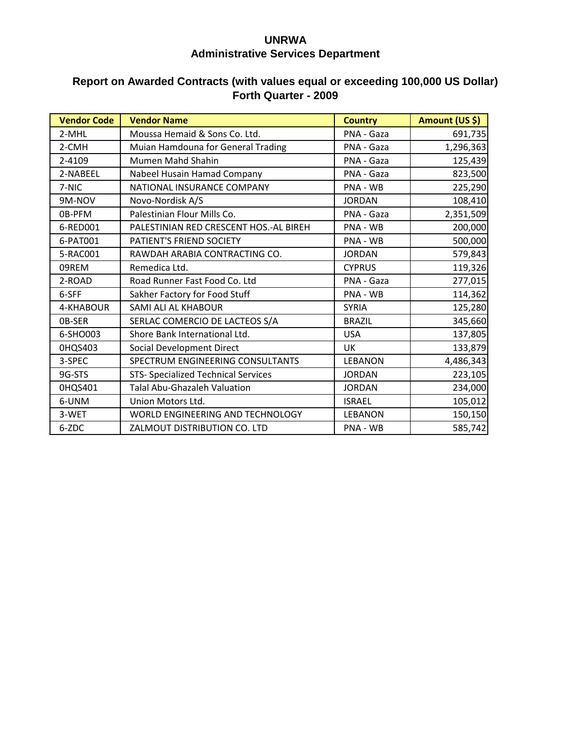## UNRWA
## Administrative Services Department

### Report on Awarded Contracts (with values equal or exceeding 100,000 US Dollar)
### Forth Quarter - 2009

| Vendor Code | Vendor Name | Country | Amount (US $) |
|---|---|---|---|
| 2-MHL | Moussa Hemaid & Sons Co. Ltd. | PNA - Gaza | 691,735 |
| 2-CMH | Muian Hamdouna for General Trading | PNA - Gaza | 1,296,363 |
| 2-4109 | Mumen Mahd Shahin | PNA - Gaza | 125,439 |
| 2-NABEEL | Nabeel Husain Hamad Company | PNA - Gaza | 823,500 |
| 7-NIC | NATIONAL INSURANCE COMPANY | PNA - WB | 225,290 |
| 9M-NOV | Novo-Nordisk A/S | JORDAN | 108,410 |
| 0B-PFM | Palestinian Flour Mills Co. | PNA - Gaza | 2,351,509 |
| 6-RED001 | PALESTINIAN RED CRESCENT HOS.-AL BIREH | PNA - WB | 200,000 |
| 6-PAT001 | PATIENT'S FRIEND SOCIETY | PNA - WB | 500,000 |
| 5-RAC001 | RAWDAH ARABIA CONTRACTING CO. | JORDAN | 579,843 |
| 09REM | Remedica Ltd. | CYPRUS | 119,326 |
| 2-ROAD | Road Runner Fast Food Co. Ltd | PNA - Gaza | 277,015 |
| 6-SFF | Sakher Factory for Food Stuff | PNA - WB | 114,362 |
| 4-KHABOUR | SAMI ALI AL KHABOUR | SYRIA | 125,280 |
| 0B-SER | SERLAC COMERCIO DE LACTEOS S/A | BRAZIL | 345,660 |
| 6-SHO003 | Shore Bank International Ltd. | USA | 137,805 |
| 0HQS403 | Social Development Direct | UK | 133,879 |
| 3-SPEC | SPECTRUM ENGINEERING CONSULTANTS | LEBANON | 4,486,343 |
| 9G-STS | STS- Specialized Technical Services | JORDAN | 223,105 |
| 0HQS401 | Talal Abu-Ghazaleh Valuation | JORDAN | 234,000 |
| 6-UNM | Union Motors Ltd. | ISRAEL | 105,012 |
| 3-WET | WORLD ENGINEERING AND TECHNOLOGY | LEBANON | 150,150 |
| 6-ZDC | ZALMOUT DISTRIBUTION CO. LTD | PNA - WB | 585,742 |